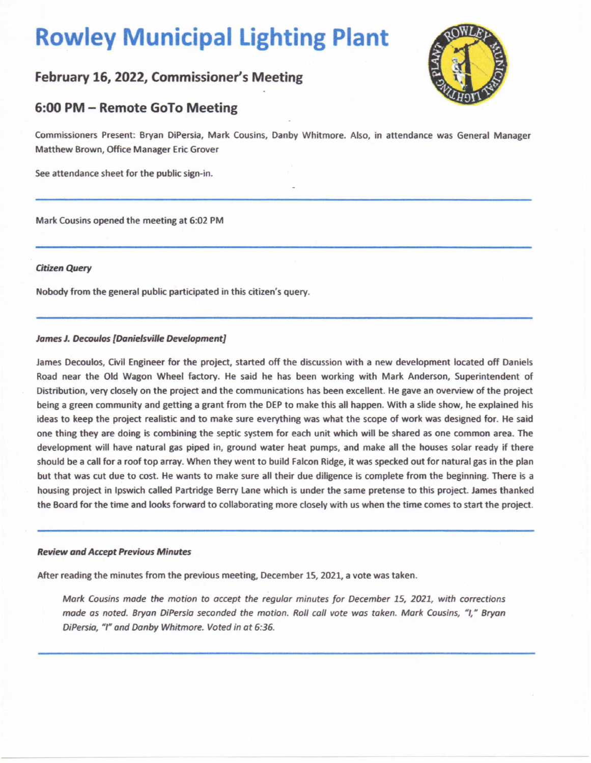# Rowley Municipal Lighting Plant

## February 16, 2022, Commissioner's Meeting

## 6:00 PM – Remote GoTo Meeting

Commissioners Present: Bryan DiPersia, Mark Cousins, Danby Whitmore. Also, in attendance was General Manager Matthew Brown, Office Manager Eric Grover

See attendance sheet for the public sign-in.

---

Mark Cousins opened the meeting at 6:02 PM

---

***Citizen Query***

Nobody from the general public participated in this citizen's query.

---

***James J. Decoulos [Danielsville Development]***

James Decoulos, Civil Engineer for the project, started off the discussion with a new development located off Daniels Road near the Old Wagon Wheel factory. He said he has been working with Mark Anderson, Superintendent of Distribution, very closely on the project and the communications has been excellent. He gave an overview of the project being a green community and getting a grant from the DEP to make this all happen. With a slide show, he explained his ideas to keep the project realistic and to make sure everything was what the scope of work was designed for. He said one thing they are doing is combining the septic system for each unit which will be shared as one common area. The development will have natural gas piped in, ground water heat pumps, and make all the houses solar ready if there should be a call for a roof top array. When they went to build Falcon Ridge, it was specked out for natural gas in the plan but that was cut due to cost. He wants to make sure all their due diligence is complete from the beginning. There is a housing project in Ipswich called Partridge Berry Lane which is under the same pretense to this project. James thanked the Board for the time and looks forward to collaborating more closely with us when the time comes to start the project.

---

***Review and Accept Previous Minutes***

After reading the minutes from the previous meeting, December 15, 2021, a vote was taken.

> *Mark Cousins made the motion to accept the regular minutes for December 15, 2021, with corrections made as noted. Bryan DiPersia seconded the motion. Roll call vote was taken. Mark Cousins, "I," Bryan DiPersia, "I" and Danby Whitmore. Voted in at 6:36.*

---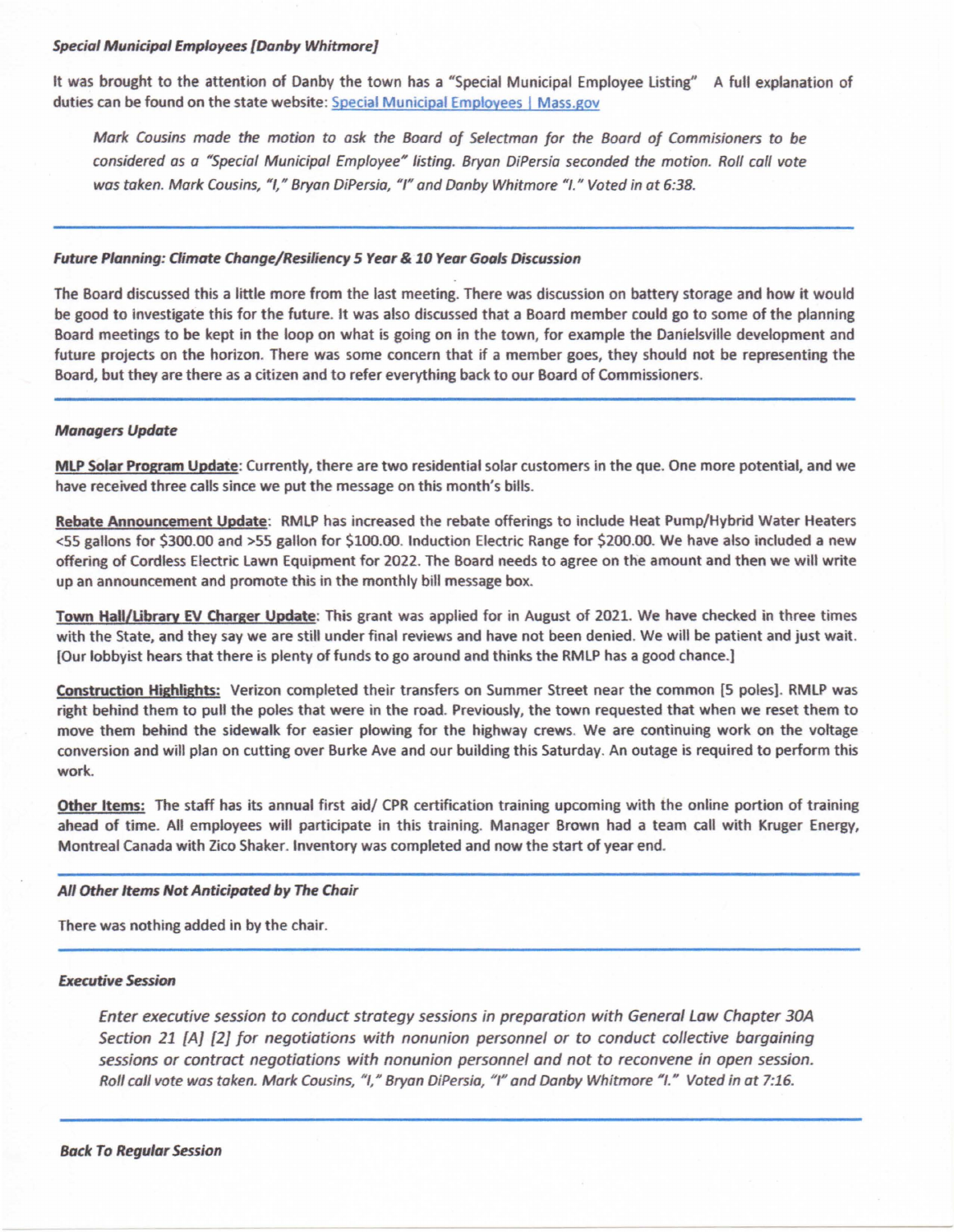### *Special Municipal Employees [Danby Whitmore]*

It was brought to the attention of Danby the town has a "Special Municipal Employee Listing" A full explanation of duties can be found on the state website: [Special Municipal Employees | Mass.gov]

> *Mark Cousins made the motion to ask the Board of Selectman for the Board of Commisioners to be considered as a "Special Municipal Employee" listing. Bryan DiPersia seconded the motion. Roll call vote was taken. Mark Cousins, "I," Bryan DiPersia, "I" and Danby Whitmore "I." Voted in at 6:38.*

---

### *Future Planning: Climate Change/Resiliency 5 Year & 10 Year Goals Discussion*

The Board discussed this a little more from the last meeting. There was discussion on battery storage and how it would be good to investigate this for the future. It was also discussed that a Board member could go to some of the planning Board meetings to be kept in the loop on what is going on in the town, for example the Danielsville development and future projects on the horizon. There was some concern that if a member goes, they should not be representing the Board, but they are there as a citizen and to refer everything back to our Board of Commissioners.

---

### *Managers Update*

**MLP Solar Program Update**: Currently, there are two residential solar customers in the que. One more potential, and we have received three calls since we put the message on this month's bills.

**Rebate Announcement Update**: RMLP has increased the rebate offerings to include Heat Pump/Hybrid Water Heaters <55 gallons for $300.00 and >55 gallon for $100.00. Induction Electric Range for $200.00. We have also included a new offering of Cordless Electric Lawn Equipment for 2022. The Board needs to agree on the amount and then we will write up an announcement and promote this in the monthly bill message box.

**Town Hall/Library EV Charger Update**: This grant was applied for in August of 2021. We have checked in three times with the State, and they say we are still under final reviews and have not been denied. We will be patient and just wait. [Our lobbyist hears that there is plenty of funds to go around and thinks the RMLP has a good chance.]

**Construction Highlights:** Verizon completed their transfers on Summer Street near the common [5 poles]. RMLP was right behind them to pull the poles that were in the road. Previously, the town requested that when we reset them to move them behind the sidewalk for easier plowing for the highway crews. We are continuing work on the voltage conversion and will plan on cutting over Burke Ave and our building this Saturday. An outage is required to perform this work.

**Other Items:** The staff has its annual first aid/ CPR certification training upcoming with the online portion of training ahead of time. All employees will participate in this training. Manager Brown had a team call with Kruger Energy, Montreal Canada with Zico Shaker. Inventory was completed and now the start of year end.

---

### *All Other Items Not Anticipated by The Chair*

There was nothing added in by the chair.

---

### *Executive Session*

> *Enter executive session to conduct strategy sessions in preparation with General Law Chapter 30A Section 21 [A] [2] for negotiations with nonunion personnel or to conduct collective bargaining sessions or contract negotiations with nonunion personnel and not to reconvene in open session. Roll call vote was taken. Mark Cousins, "I," Bryan DiPersia, "I" and Danby Whitmore "I." Voted in at 7:16.*

---

### *Back To Regular Session*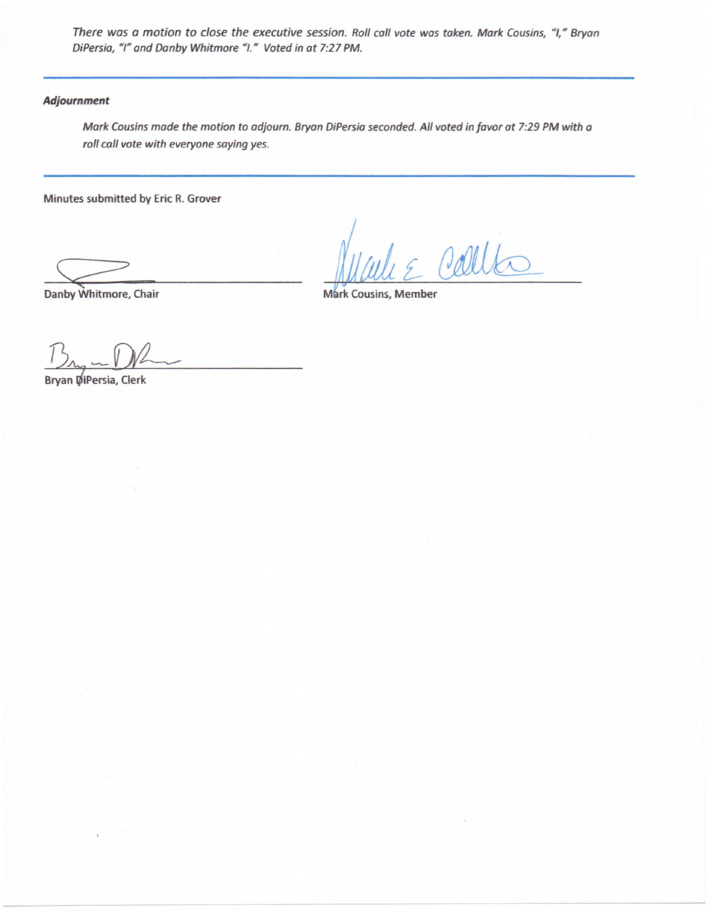*There was a motion to close the executive session. Roll call vote was taken. Mark Cousins, "I," Bryan DiPersia, "I" and Danby Whitmore "I." Voted in at 7:27 PM.*

---

***Adjournment***

*Mark Cousins made the motion to adjourn. Bryan DiPersia seconded. All voted in favor at 7:29 PM with a roll call vote with everyone saying yes.*

---

Minutes submitted by Eric R. Grover

Danby Whitmore, Chair

Mark Cousins, Member

Bryan DiPersia, Clerk